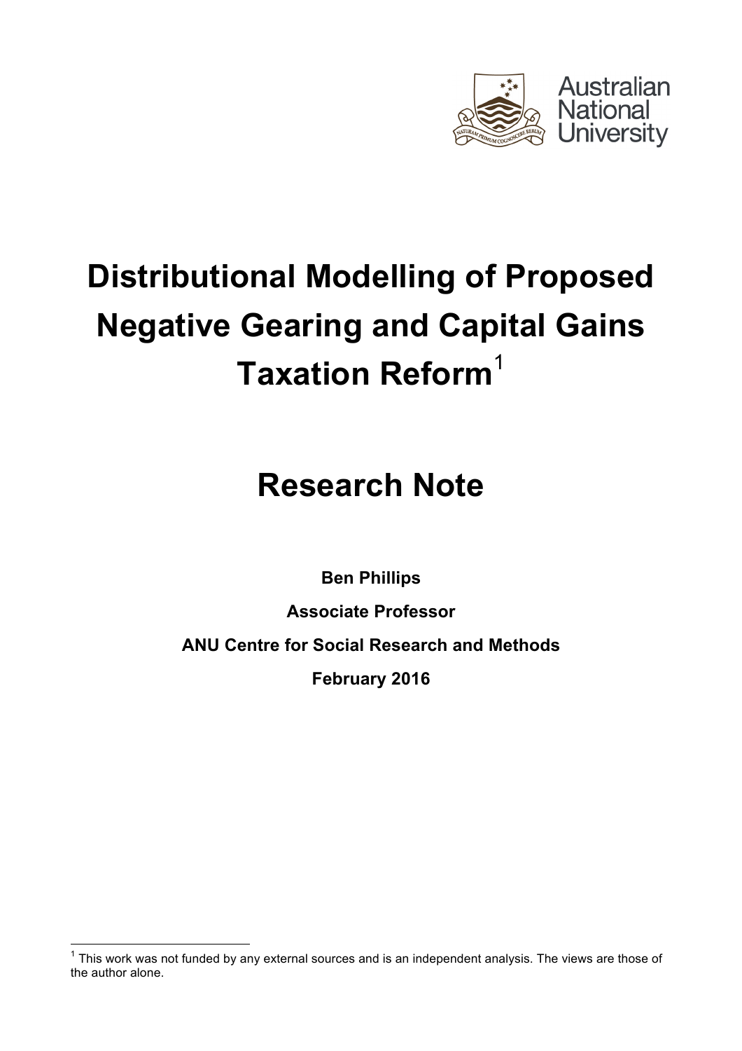Australian National University

# Distributional Modelling of Proposed Negative Gearing and Capital Gains Taxation Reform[1]

# Research Note

**Ben Phillips**

**Associate Professor**

**ANU Centre for Social Research and Methods**

**February 2016**

[1] This work was not funded by any external sources and is an independent analysis. The views are those of the author alone.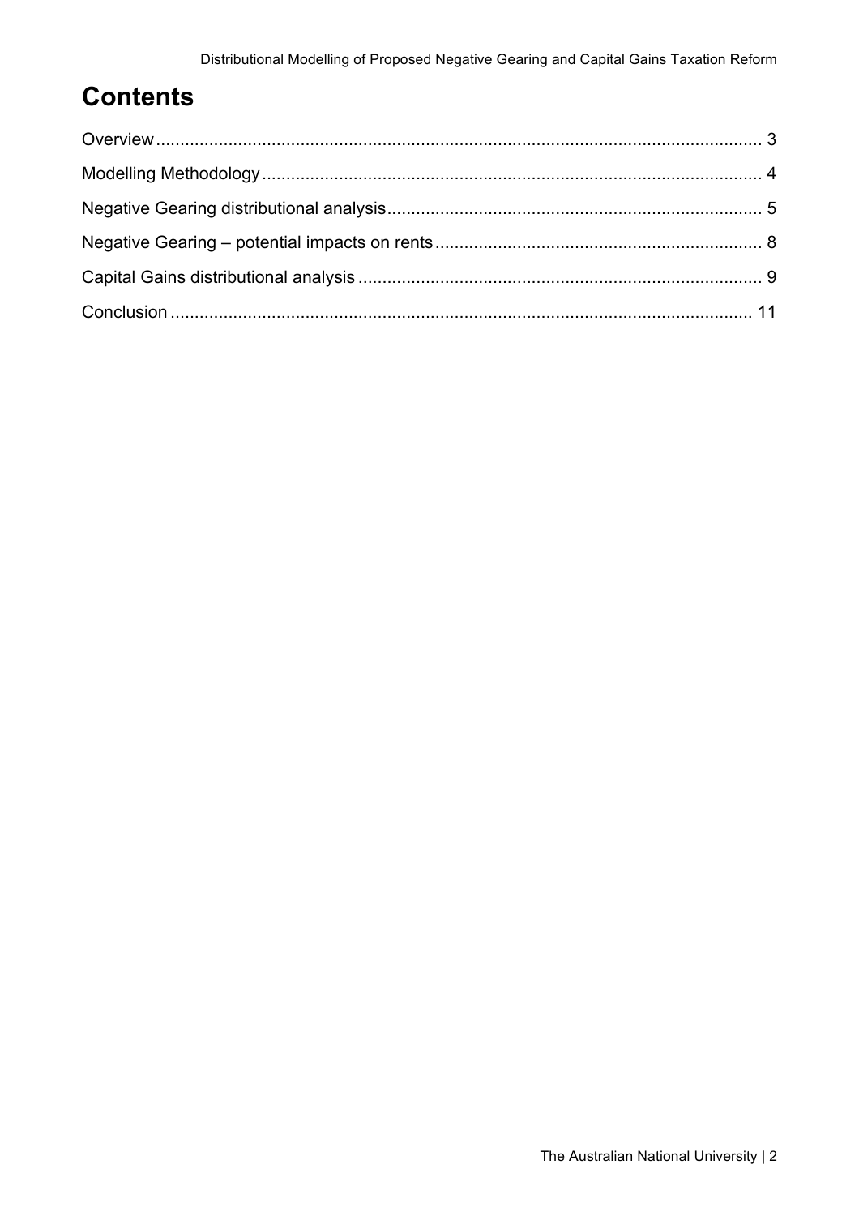# Contents

Overview ............................................................................................................................ 3

Modelling Methodology ........................................................................................................ 4

Negative Gearing distributional analysis .............................................................................. 5

Negative Gearing – potential impacts on rents ..................................................................... 8

Capital Gains distributional analysis .................................................................................... 9

Conclusion ......................................................................................................................... 11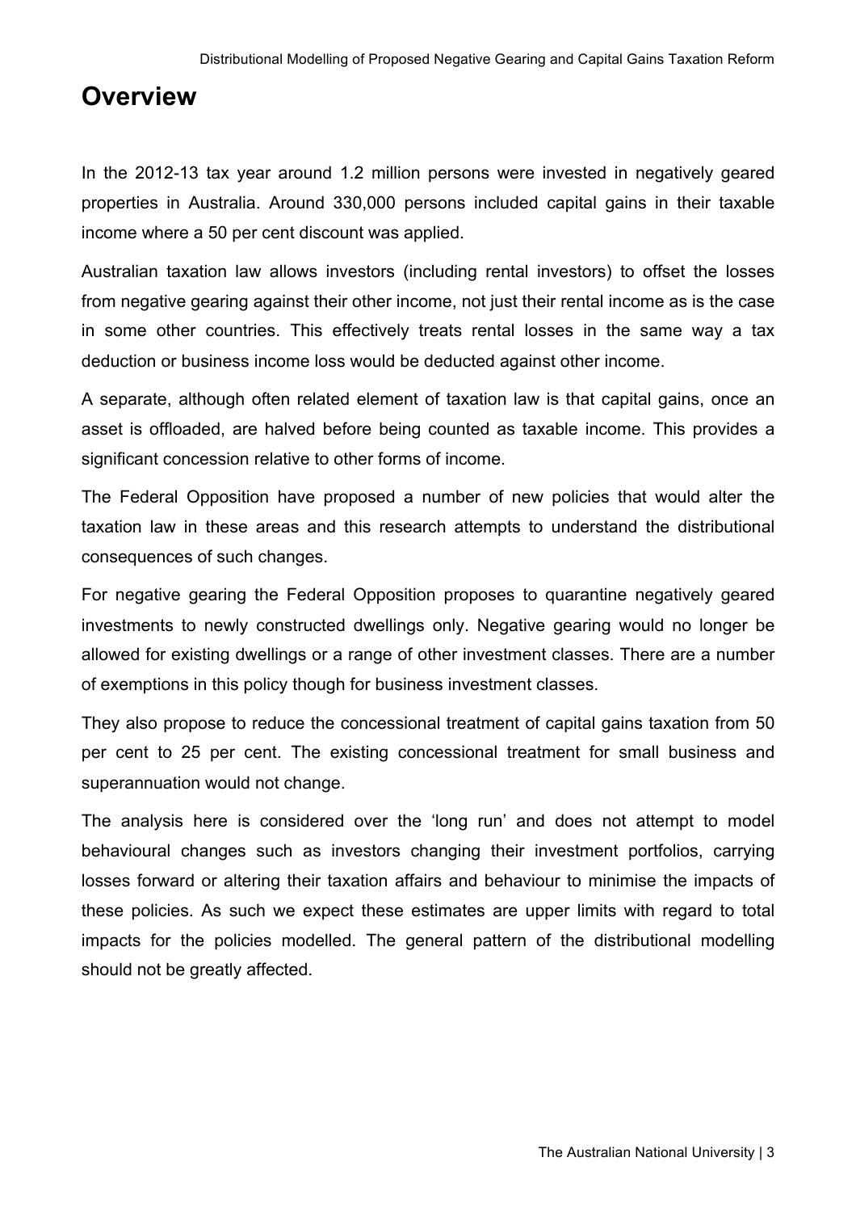# Overview

In the 2012-13 tax year around 1.2 million persons were invested in negatively geared properties in Australia. Around 330,000 persons included capital gains in their taxable income where a 50 per cent discount was applied.

Australian taxation law allows investors (including rental investors) to offset the losses from negative gearing against their other income, not just their rental income as is the case in some other countries. This effectively treats rental losses in the same way a tax deduction or business income loss would be deducted against other income.

A separate, although often related element of taxation law is that capital gains, once an asset is offloaded, are halved before being counted as taxable income. This provides a significant concession relative to other forms of income.

The Federal Opposition have proposed a number of new policies that would alter the taxation law in these areas and this research attempts to understand the distributional consequences of such changes.

For negative gearing the Federal Opposition proposes to quarantine negatively geared investments to newly constructed dwellings only. Negative gearing would no longer be allowed for existing dwellings or a range of other investment classes. There are a number of exemptions in this policy though for business investment classes.

They also propose to reduce the concessional treatment of capital gains taxation from 50 per cent to 25 per cent. The existing concessional treatment for small business and superannuation would not change.

The analysis here is considered over the 'long run' and does not attempt to model behavioural changes such as investors changing their investment portfolios, carrying losses forward or altering their taxation affairs and behaviour to minimise the impacts of these policies. As such we expect these estimates are upper limits with regard to total impacts for the policies modelled. The general pattern of the distributional modelling should not be greatly affected.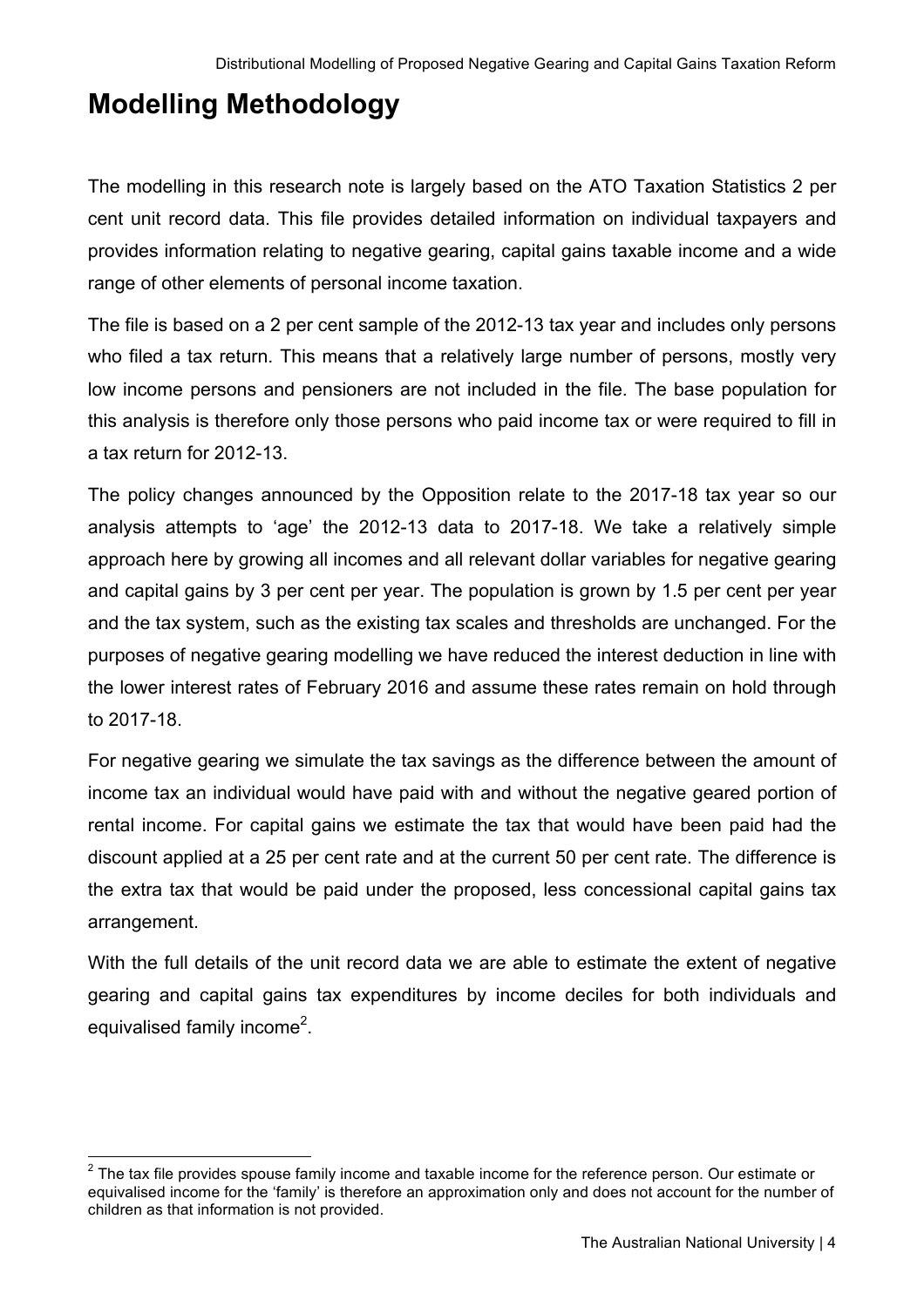# Modelling Methodology

The modelling in this research note is largely based on the ATO Taxation Statistics 2 per cent unit record data. This file provides detailed information on individual taxpayers and provides information relating to negative gearing, capital gains taxable income and a wide range of other elements of personal income taxation.

The file is based on a 2 per cent sample of the 2012-13 tax year and includes only persons who filed a tax return. This means that a relatively large number of persons, mostly very low income persons and pensioners are not included in the file. The base population for this analysis is therefore only those persons who paid income tax or were required to fill in a tax return for 2012-13.

The policy changes announced by the Opposition relate to the 2017-18 tax year so our analysis attempts to 'age' the 2012-13 data to 2017-18. We take a relatively simple approach here by growing all incomes and all relevant dollar variables for negative gearing and capital gains by 3 per cent per year. The population is grown by 1.5 per cent per year and the tax system, such as the existing tax scales and thresholds are unchanged. For the purposes of negative gearing modelling we have reduced the interest deduction in line with the lower interest rates of February 2016 and assume these rates remain on hold through to 2017-18.

For negative gearing we simulate the tax savings as the difference between the amount of income tax an individual would have paid with and without the negative geared portion of rental income. For capital gains we estimate the tax that would have been paid had the discount applied at a 25 per cent rate and at the current 50 per cent rate. The difference is the extra tax that would be paid under the proposed, less concessional capital gains tax arrangement.

With the full details of the unit record data we are able to estimate the extent of negative gearing and capital gains tax expenditures by income deciles for both individuals and equivalised family income[2].

[2] The tax file provides spouse family income and taxable income for the reference person. Our estimate or equivalised income for the 'family' is therefore an approximation only and does not account for the number of children as that information is not provided.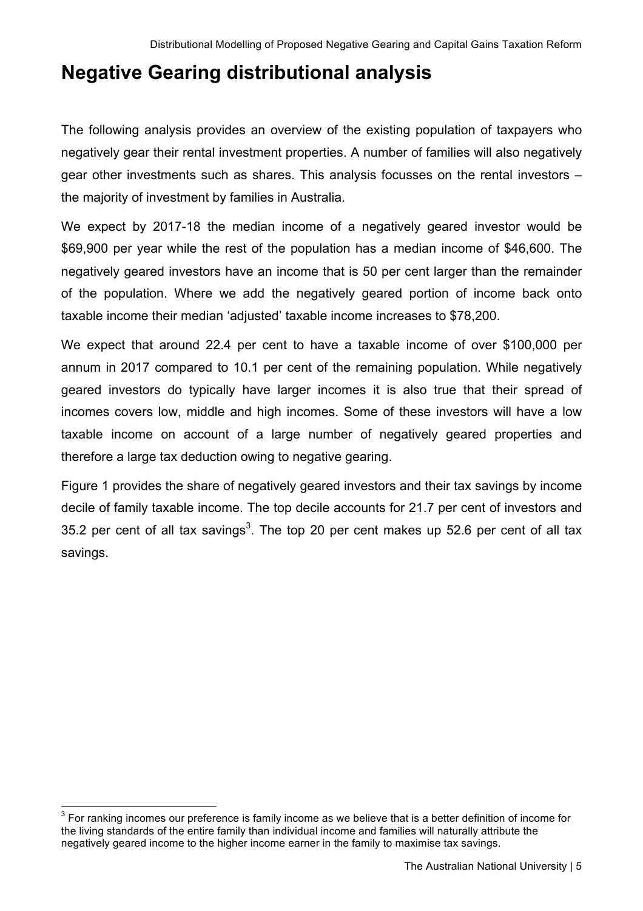# Negative Gearing distributional analysis

The following analysis provides an overview of the existing population of taxpayers who negatively gear their rental investment properties. A number of families will also negatively gear other investments such as shares. This analysis focusses on the rental investors – the majority of investment by families in Australia.

We expect by 2017-18 the median income of a negatively geared investor would be $69,900 per year while the rest of the population has a median income of $46,600. The negatively geared investors have an income that is 50 per cent larger than the remainder of the population. Where we add the negatively geared portion of income back onto taxable income their median 'adjusted' taxable income increases to $78,200.

We expect that around 22.4 per cent to have a taxable income of over $100,000 per annum in 2017 compared to 10.1 per cent of the remaining population. While negatively geared investors do typically have larger incomes it is also true that their spread of incomes covers low, middle and high incomes. Some of these investors will have a low taxable income on account of a large number of negatively geared properties and therefore a large tax deduction owing to negative gearing.

Figure 1 provides the share of negatively geared investors and their tax savings by income decile of family taxable income. The top decile accounts for 21.7 per cent of investors and 35.2 per cent of all tax savings[3]. The top 20 per cent makes up 52.6 per cent of all tax savings.

[3] For ranking incomes our preference is family income as we believe that is a better definition of income for the living standards of the entire family than individual income and families will naturally attribute the negatively geared income to the higher income earner in the family to maximise tax savings.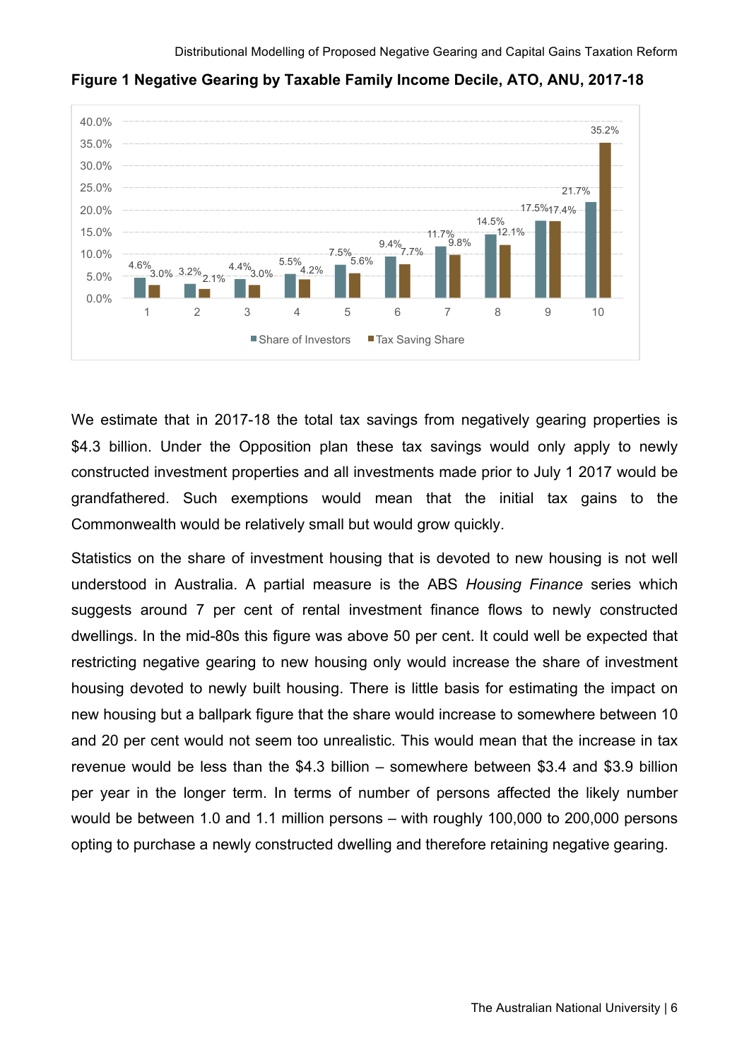**Figure 1 Negative Gearing by Taxable Family Income Decile, ATO, ANU, 2017-18**

| Decile | Share of Investors | Tax Saving Share |
|---|---|---|
| 1 | 4.6% | 3.0% |
| 2 | 3.2% | 2.1% |
| 3 | 4.4% | 3.0% |
| 4 | 5.5% | 4.2% |
| 5 | 7.5% | 5.6% |
| 6 | 9.4% | 7.7% |
| 7 | 11.7% | 9.8% |
| 8 | 14.5% | 12.1% |
| 9 | 17.5% | 17.4% |
| 10 | 21.7% | 35.2% |

We estimate that in 2017-18 the total tax savings from negatively gearing properties is $4.3 billion. Under the Opposition plan these tax savings would only apply to newly constructed investment properties and all investments made prior to July 1 2017 would be grandfathered. Such exemptions would mean that the initial tax gains to the Commonwealth would be relatively small but would grow quickly.

Statistics on the share of investment housing that is devoted to new housing is not well understood in Australia. A partial measure is the ABS *Housing Finance* series which suggests around 7 per cent of rental investment finance flows to newly constructed dwellings. In the mid-80s this figure was above 50 per cent. It could well be expected that restricting negative gearing to new housing only would increase the share of investment housing devoted to newly built housing. There is little basis for estimating the impact on new housing but a ballpark figure that the share would increase to somewhere between 10 and 20 per cent would not seem too unrealistic. This would mean that the increase in tax revenue would be less than the $4.3 billion – somewhere between $3.4 and $3.9 billion per year in the longer term. In terms of number of persons affected the likely number would be between 1.0 and 1.1 million persons – with roughly 100,000 to 200,000 persons opting to purchase a newly constructed dwelling and therefore retaining negative gearing.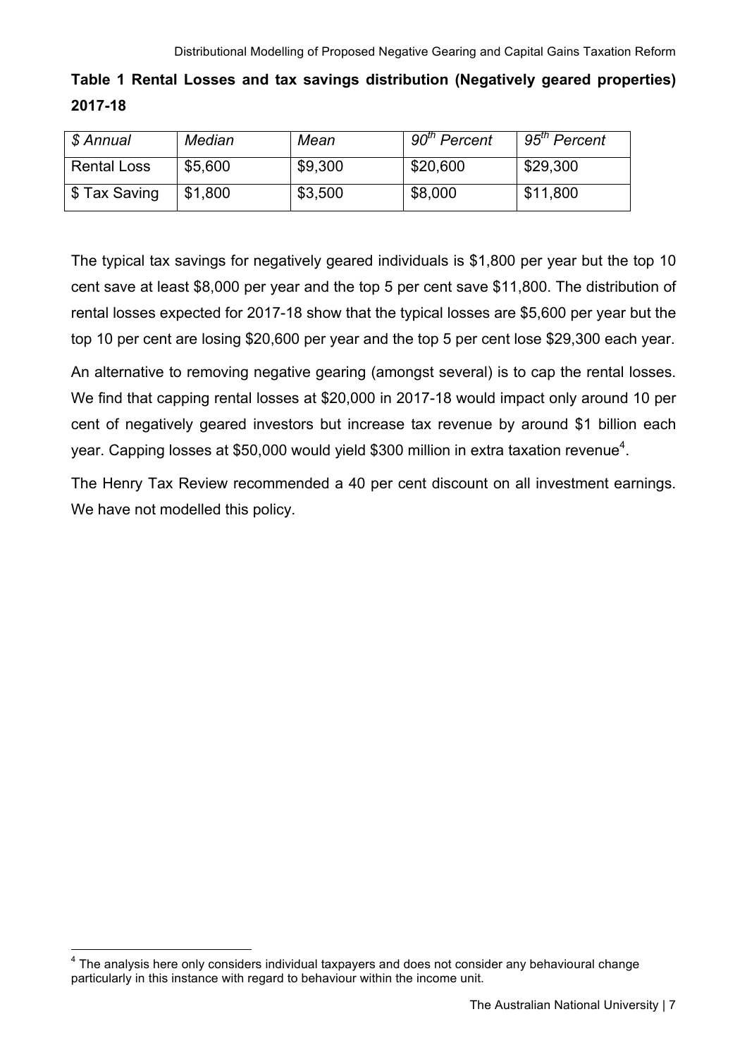**Table 1 Rental Losses and tax savings distribution (Negatively geared properties) 2017-18**

| *$ Annual* | *Median* | *Mean* | *90th Percent* | *95th Percent* |
|---|---|---|---|---|
| Rental Loss | $5,600 | $9,300 | $20,600 | $29,300 |
| $ Tax Saving | $1,800 | $3,500 | $8,000 | $11,800 |

The typical tax savings for negatively geared individuals is $1,800 per year but the top 10 cent save at least $8,000 per year and the top 5 per cent save $11,800. The distribution of rental losses expected for 2017-18 show that the typical losses are $5,600 per year but the top 10 per cent are losing $20,600 per year and the top 5 per cent lose $29,300 each year.

An alternative to removing negative gearing (amongst several) is to cap the rental losses. We find that capping rental losses at $20,000 in 2017-18 would impact only around 10 per cent of negatively geared investors but increase tax revenue by around $1 billion each year. Capping losses at $50,000 would yield $300 million in extra taxation revenue[4].

The Henry Tax Review recommended a 40 per cent discount on all investment earnings. We have not modelled this policy.

[4] The analysis here only considers individual taxpayers and does not consider any behavioural change particularly in this instance with regard to behaviour within the income unit.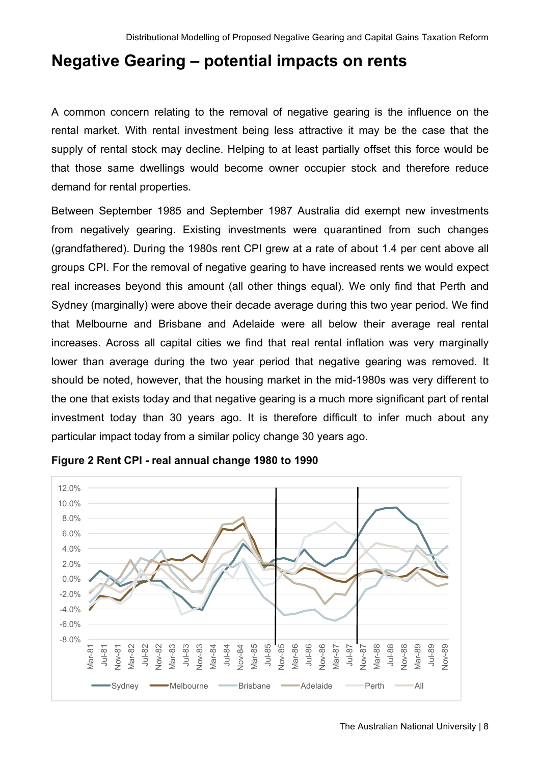# Negative Gearing – potential impacts on rents

A common concern relating to the removal of negative gearing is the influence on the rental market. With rental investment being less attractive it may be the case that the supply of rental stock may decline. Helping to at least partially offset this force would be that those same dwellings would become owner occupier stock and therefore reduce demand for rental properties.

Between September 1985 and September 1987 Australia did exempt new investments from negatively gearing. Existing investments were quarantined from such changes (grandfathered). During the 1980s rent CPI grew at a rate of about 1.4 per cent above all groups CPI. For the removal of negative gearing to have increased rents we would expect real increases beyond this amount (all other things equal). We only find that Perth and Sydney (marginally) were above their decade average during this two year period. We find that Melbourne and Brisbane and Adelaide were all below their average real rental increases. Across all capital cities we find that real rental inflation was very marginally lower than average during the two year period that negative gearing was removed. It should be noted, however, that the housing market in the mid-1980s was very different to the one that exists today and that negative gearing is a much more significant part of rental investment today than 30 years ago. It is therefore difficult to infer much about any particular impact today from a similar policy change 30 years ago.

**Figure 2 Rent CPI - real annual change 1980 to 1990**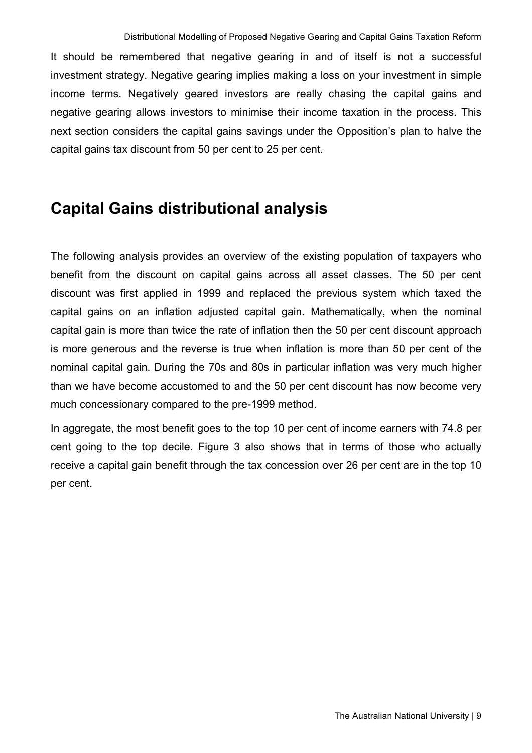It should be remembered that negative gearing in and of itself is not a successful investment strategy. Negative gearing implies making a loss on your investment in simple income terms. Negatively geared investors are really chasing the capital gains and negative gearing allows investors to minimise their income taxation in the process. This next section considers the capital gains savings under the Opposition's plan to halve the capital gains tax discount from 50 per cent to 25 per cent.

## Capital Gains distributional analysis

The following analysis provides an overview of the existing population of taxpayers who benefit from the discount on capital gains across all asset classes. The 50 per cent discount was first applied in 1999 and replaced the previous system which taxed the capital gains on an inflation adjusted capital gain. Mathematically, when the nominal capital gain is more than twice the rate of inflation then the 50 per cent discount approach is more generous and the reverse is true when inflation is more than 50 per cent of the nominal capital gain. During the 70s and 80s in particular inflation was very much higher than we have become accustomed to and the 50 per cent discount has now become very much concessionary compared to the pre-1999 method.

In aggregate, the most benefit goes to the top 10 per cent of income earners with 74.8 per cent going to the top decile. Figure 3 also shows that in terms of those who actually receive a capital gain benefit through the tax concession over 26 per cent are in the top 10 per cent.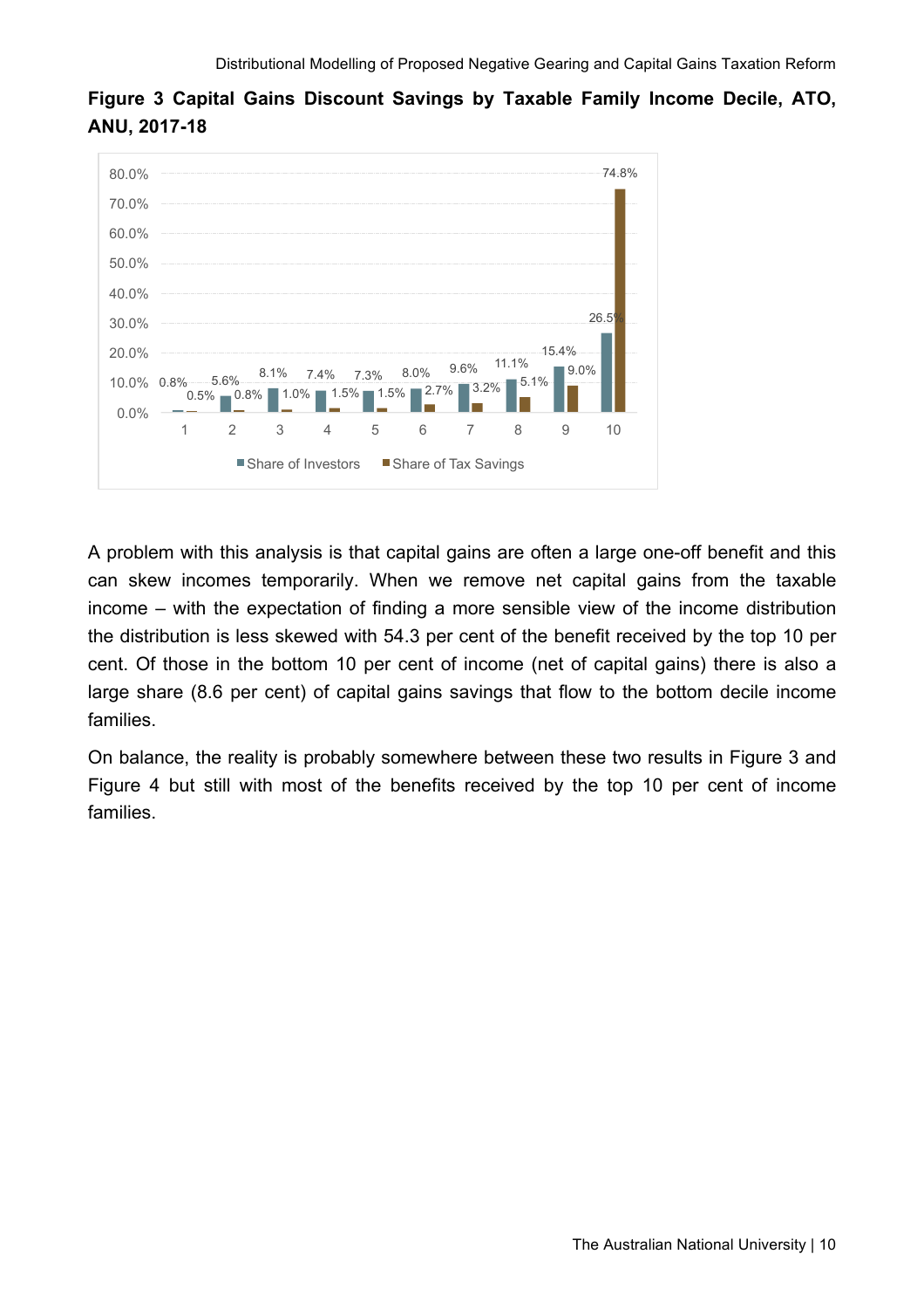**Figure 3 Capital Gains Discount Savings by Taxable Family Income Decile, ATO, ANU, 2017-18**

| Decile | Share of Investors | Share of Tax Savings |
|---|---|---|
| 1 | 0.8% | 0.5% |
| 2 | 5.6% | 0.8% |
| 3 | 8.1% | 1.0% |
| 4 | 7.4% | 1.5% |
| 5 | 7.3% | 1.5% |
| 6 | 8.0% | 2.7% |
| 7 | 9.6% | 3.2% |
| 8 | 11.1% | 5.1% |
| 9 | 15.4% | 9.0% |
| 10 | 26.5% | 74.8% |

A problem with this analysis is that capital gains are often a large one-off benefit and this can skew incomes temporarily. When we remove net capital gains from the taxable income – with the expectation of finding a more sensible view of the income distribution the distribution is less skewed with 54.3 per cent of the benefit received by the top 10 per cent. Of those in the bottom 10 per cent of income (net of capital gains) there is also a large share (8.6 per cent) of capital gains savings that flow to the bottom decile income families.

On balance, the reality is probably somewhere between these two results in Figure 3 and Figure 4 but still with most of the benefits received by the top 10 per cent of income families.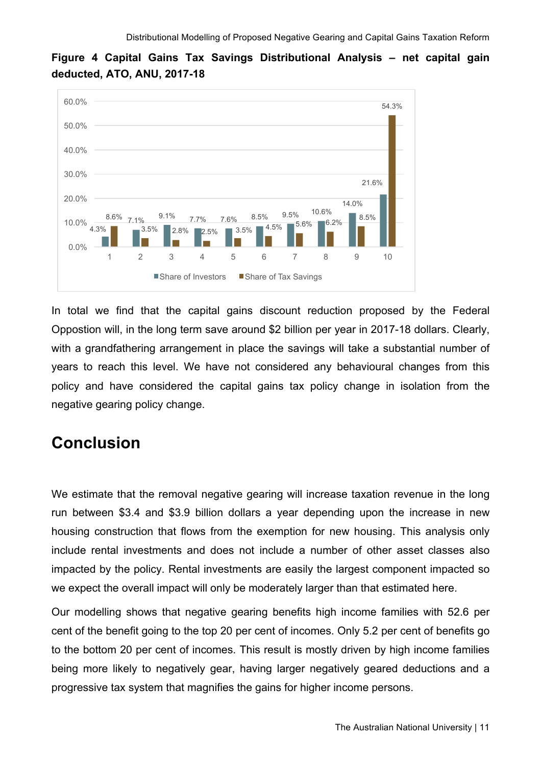**Figure 4 Capital Gains Tax Savings Distributional Analysis – net capital gain deducted, ATO, ANU, 2017-18**

| Decile | Share of Investors | Share of Tax Savings |
|---|---|---|
| 1 | 4.3% | 8.6% |
| 2 | 7.1% | 3.5% |
| 3 | 9.1% | 2.8% |
| 4 | 7.7% | 2.5% |
| 5 | 7.6% | 3.5% |
| 6 | 8.5% | 4.5% |
| 7 | 9.5% | 5.6% |
| 8 | 10.6% | 6.2% |
| 9 | 14.0% | 8.5% |
| 10 | 21.6% | 54.3% |

In total we find that the capital gains discount reduction proposed by the Federal Oppostion will, in the long term save around $2 billion per year in 2017-18 dollars. Clearly, with a grandfathering arrangement in place the savings will take a substantial number of years to reach this level. We have not considered any behavioural changes from this policy and have considered the capital gains tax policy change in isolation from the negative gearing policy change.

# Conclusion

We estimate that the removal negative gearing will increase taxation revenue in the long run between $3.4 and $3.9 billion dollars a year depending upon the increase in new housing construction that flows from the exemption for new housing. This analysis only include rental investments and does not include a number of other asset classes also impacted by the policy. Rental investments are easily the largest component impacted so we expect the overall impact will only be moderately larger than that estimated here.

Our modelling shows that negative gearing benefits high income families with 52.6 per cent of the benefit going to the top 20 per cent of incomes. Only 5.2 per cent of benefits go to the bottom 20 per cent of incomes. This result is mostly driven by high income families being more likely to negatively gear, having larger negatively geared deductions and a progressive tax system that magnifies the gains for higher income persons.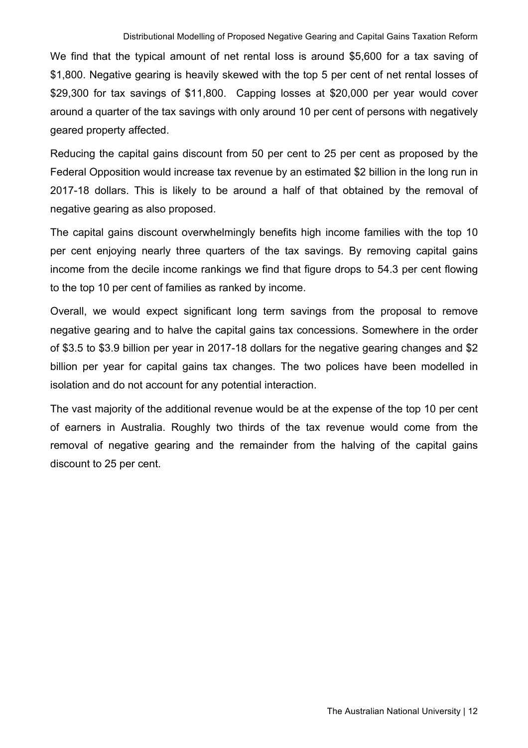We find that the typical amount of net rental loss is around $5,600 for a tax saving of $1,800. Negative gearing is heavily skewed with the top 5 per cent of net rental losses of $29,300 for tax savings of $11,800. Capping losses at $20,000 per year would cover around a quarter of the tax savings with only around 10 per cent of persons with negatively geared property affected.

Reducing the capital gains discount from 50 per cent to 25 per cent as proposed by the Federal Opposition would increase tax revenue by an estimated $2 billion in the long run in 2017-18 dollars. This is likely to be around a half of that obtained by the removal of negative gearing as also proposed.

The capital gains discount overwhelmingly benefits high income families with the top 10 per cent enjoying nearly three quarters of the tax savings. By removing capital gains income from the decile income rankings we find that figure drops to 54.3 per cent flowing to the top 10 per cent of families as ranked by income.

Overall, we would expect significant long term savings from the proposal to remove negative gearing and to halve the capital gains tax concessions. Somewhere in the order of $3.5 to $3.9 billion per year in 2017-18 dollars for the negative gearing changes and $2 billion per year for capital gains tax changes. The two polices have been modelled in isolation and do not account for any potential interaction.

The vast majority of the additional revenue would be at the expense of the top 10 per cent of earners in Australia. Roughly two thirds of the tax revenue would come from the removal of negative gearing and the remainder from the halving of the capital gains discount to 25 per cent.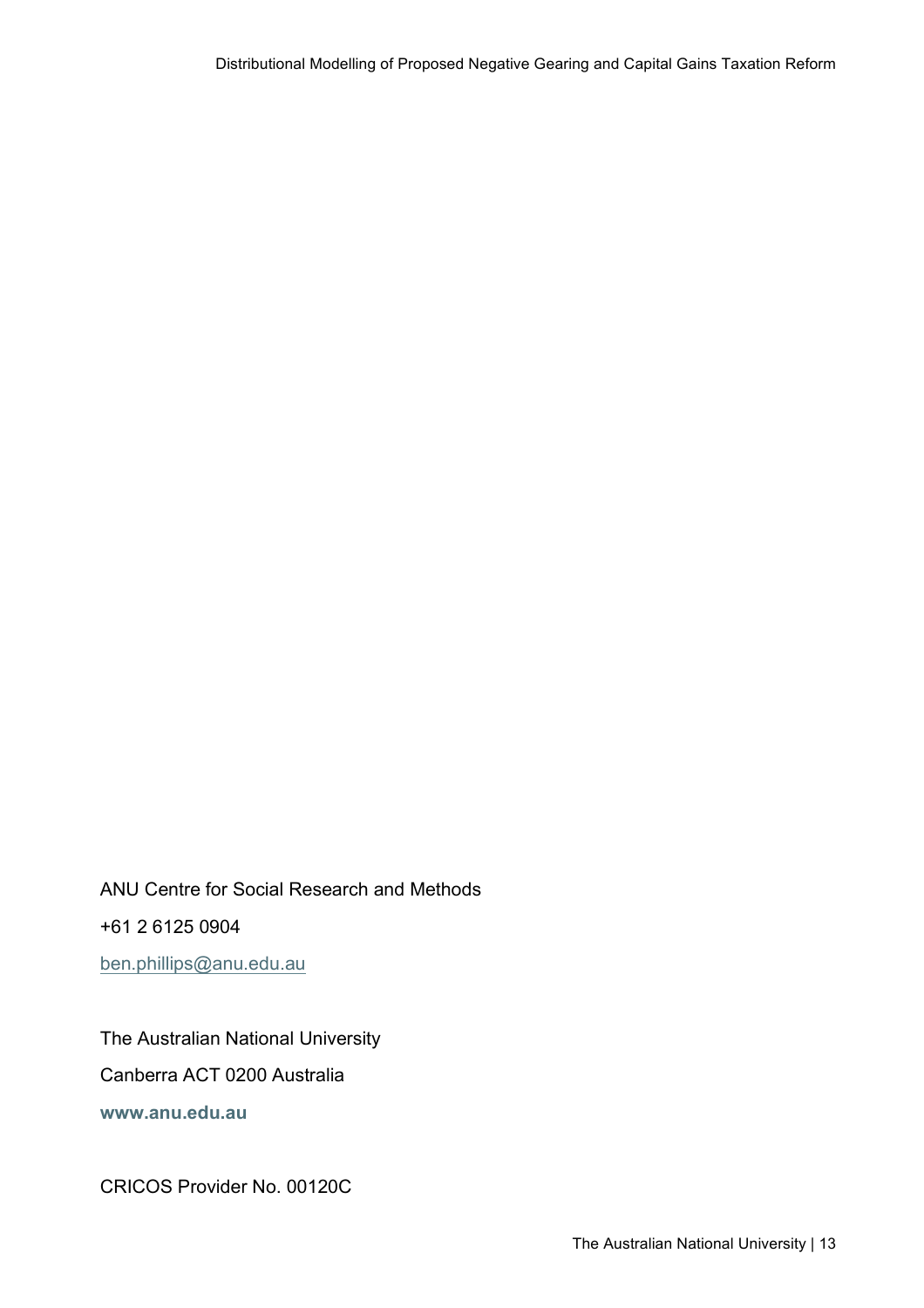ANU Centre for Social Research and Methods

+61 2 6125 0904

ben.phillips@anu.edu.au

The Australian National University

Canberra ACT 0200 Australia

**www.anu.edu.au**

CRICOS Provider No. 00120C